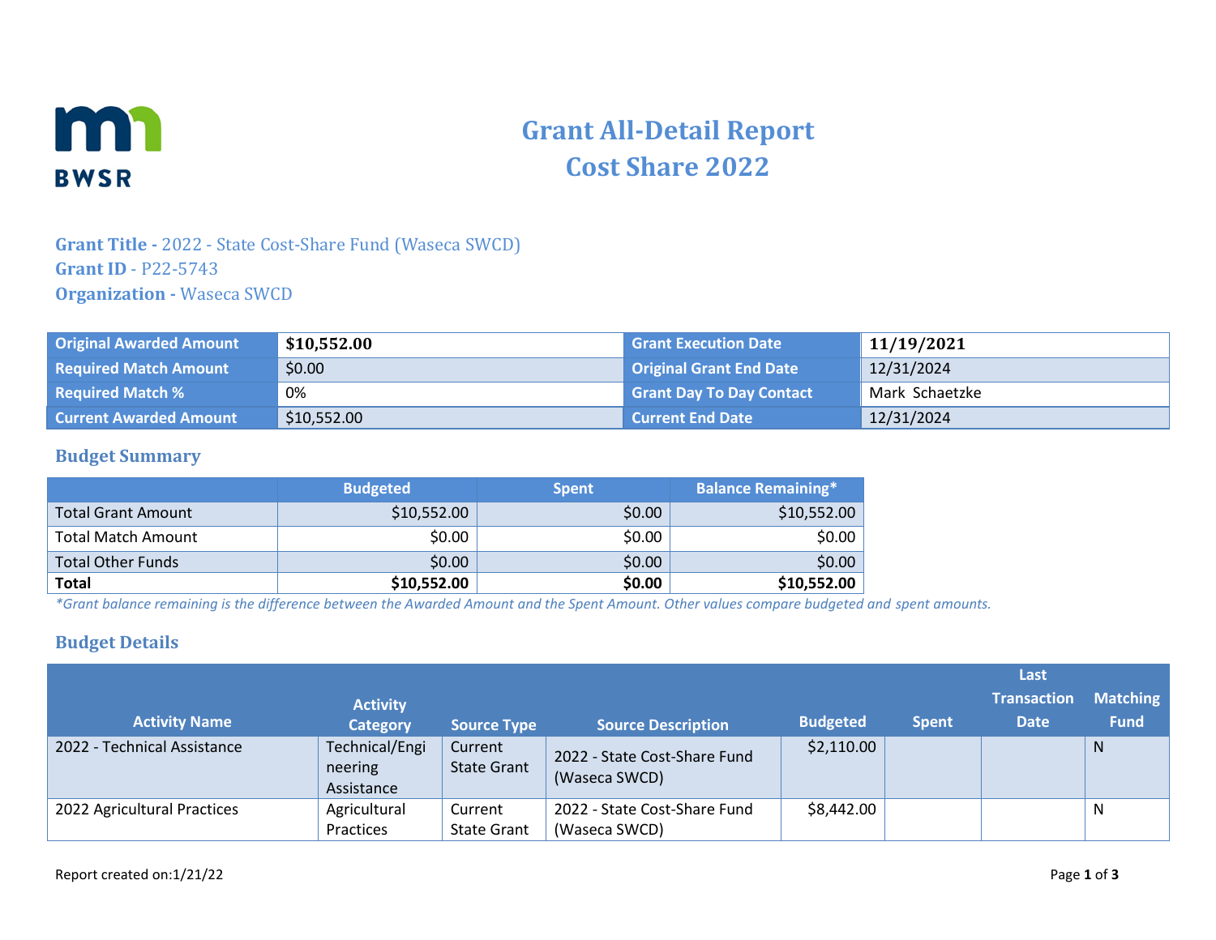# Grant All-Detail Report
# Cost Share 2022

**Grant Title -** 2022 - State Cost-Share Fund (Waseca SWCD)
**Grant ID** - P22-5743
**Organization -** Waseca SWCD

| | | | |
|---|---|---|---|
| **Original Awarded Amount** | **$10,552.00** | **Grant Execution Date** | **11/19/2021** |
| **Required Match Amount** | $0.00 | **Original Grant End Date** | 12/31/2024 |
| **Required Match %** | 0% | **Grant Day To Day Contact** | Mark Schaetzke |
| **Current Awarded Amount** | $10,552.00 | **Current End Date** | 12/31/2024 |

## Budget Summary

| | Budgeted | Spent | Balance Remaining* |
|---|---|---|---|
| Total Grant Amount | $10,552.00 | $0.00 | $10,552.00 |
| Total Match Amount | $0.00 | $0.00 | $0.00 |
| Total Other Funds | $0.00 | $0.00 | $0.00 |
| **Total** | **$10,552.00** | **$0.00** | **$10,552.00** |

*\*Grant balance remaining is the difference between the Awarded Amount and the Spent Amount. Other values compare budgeted and spent amounts.*

## Budget Details

| Activity Name | Activity Category | Source Type | Source Description | Budgeted | Spent | Last Transaction Date | Matching Fund |
|---|---|---|---|---|---|---|---|
| 2022 - Technical Assistance | Technical/Engineering Assistance | Current State Grant | 2022 - State Cost-Share Fund (Waseca SWCD) | $2,110.00 | | | N |
| 2022 Agricultural Practices | Agricultural Practices | Current State Grant | 2022 - State Cost-Share Fund (Waseca SWCD) | $8,442.00 | | | N |

Report created on:1/21/22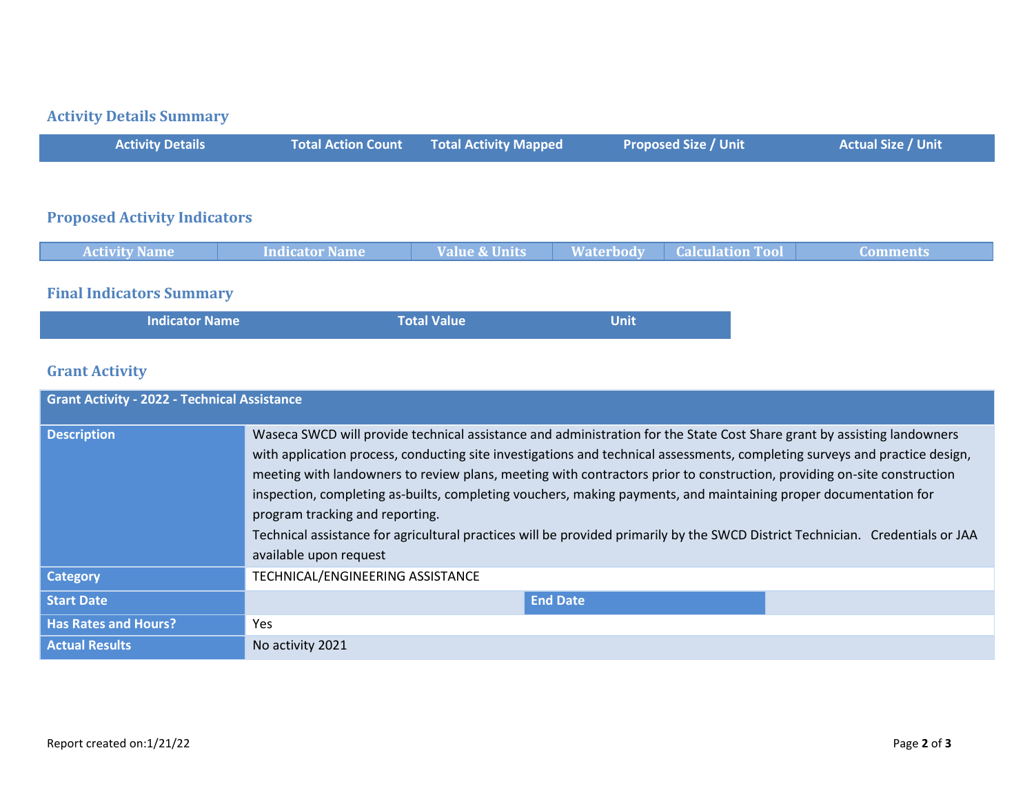## Activity Details Summary

| Activity Details | Total Action Count | Total Activity Mapped | Proposed Size / Unit | Actual Size / Unit |
|---|---|---|---|---|

## Proposed Activity Indicators

| Activity Name | Indicator Name | Value & Units | Waterbody | Calculation Tool | Comments |
|---|---|---|---|---|---|

## Final Indicators Summary

| Indicator Name | Total Value | Unit |
|---|---|---|

## Grant Activity

| Grant Activity - 2022 - Technical Assistance | | | |
|---|---|---|---|
| **Description** | Waseca SWCD will provide technical assistance and administration for the State Cost Share grant by assisting landowners with application process, conducting site investigations and technical assessments, completing surveys and practice design, meeting with landowners to review plans, meeting with contractors prior to construction, providing on-site construction inspection, completing as-builts, completing vouchers, making payments, and maintaining proper documentation for program tracking and reporting.<br>Technical assistance for agricultural practices will be provided primarily by the SWCD District Technician. Credentials or JAA available upon request | | |
| **Category** | TECHNICAL/ENGINEERING ASSISTANCE | | |
| **Start Date** | | **End Date** | |
| **Has Rates and Hours?** | Yes | | |
| **Actual Results** | No activity 2021 | | |

Report created on:1/21/22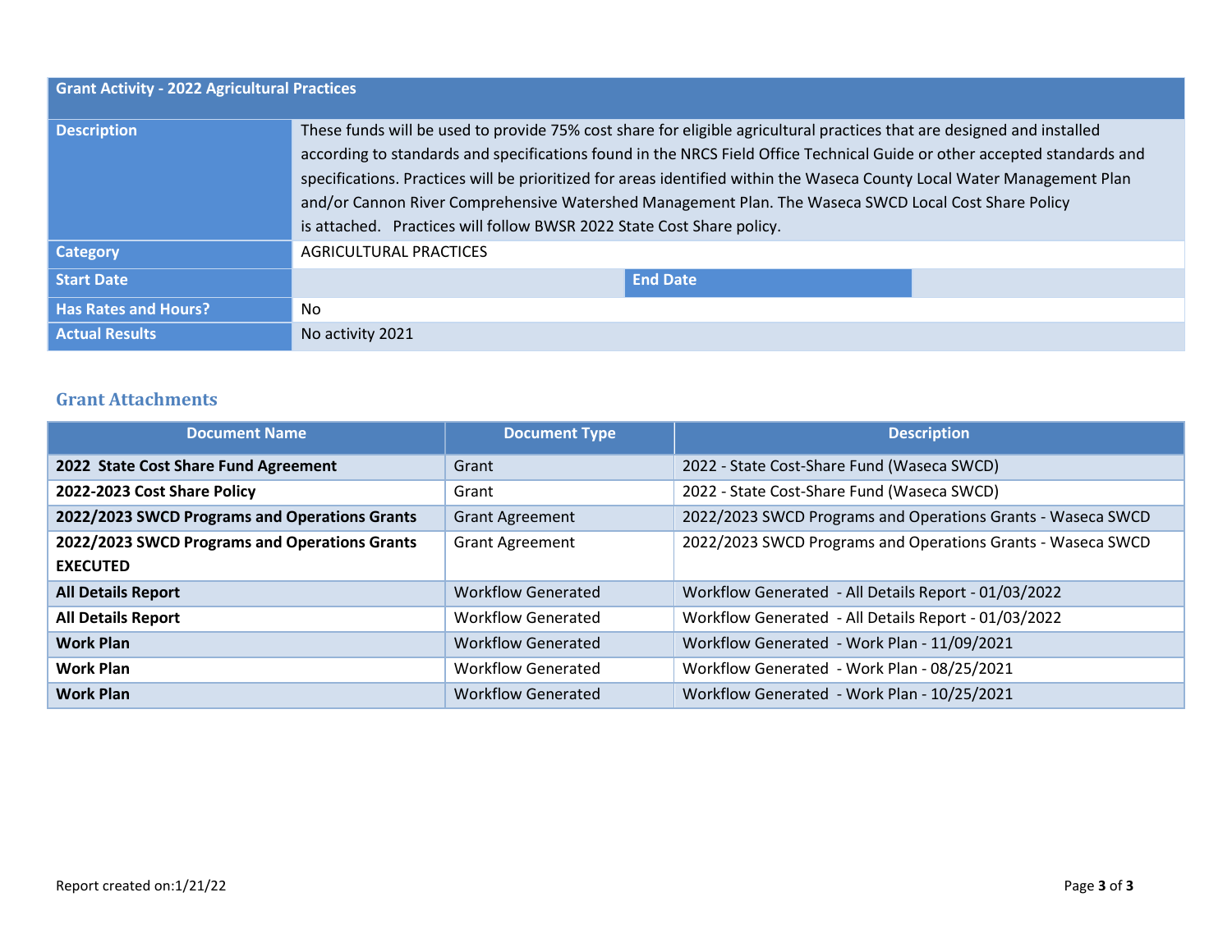| Grant Activity - 2022 Agricultural Practices | | | |
|---|---|---|---|
| **Description** | These funds will be used to provide 75% cost share for eligible agricultural practices that are designed and installed according to standards and specifications found in the NRCS Field Office Technical Guide or other accepted standards and specifications. Practices will be prioritized for areas identified within the Waseca County Local Water Management Plan and/or Cannon River Comprehensive Watershed Management Plan. The Waseca SWCD Local Cost Share Policy is attached. Practices will follow BWSR 2022 State Cost Share policy. | | |
| **Category** | AGRICULTURAL PRACTICES | | |
| **Start Date** | | **End Date** | |
| **Has Rates and Hours?** | No | | |
| **Actual Results** | No activity 2021 | | |

## Grant Attachments

| Document Name | Document Type | Description |
|---|---|---|
| **2022 State Cost Share Fund Agreement** | Grant | 2022 - State Cost-Share Fund (Waseca SWCD) |
| **2022-2023 Cost Share Policy** | Grant | 2022 - State Cost-Share Fund (Waseca SWCD) |
| **2022/2023 SWCD Programs and Operations Grants** | Grant Agreement | 2022/2023 SWCD Programs and Operations Grants - Waseca SWCD |
| **2022/2023 SWCD Programs and Operations Grants EXECUTED** | Grant Agreement | 2022/2023 SWCD Programs and Operations Grants - Waseca SWCD |
| **All Details Report** | Workflow Generated | Workflow Generated - All Details Report - 01/03/2022 |
| **All Details Report** | Workflow Generated | Workflow Generated - All Details Report - 01/03/2022 |
| **Work Plan** | Workflow Generated | Workflow Generated - Work Plan - 11/09/2021 |
| **Work Plan** | Workflow Generated | Workflow Generated - Work Plan - 08/25/2021 |
| **Work Plan** | Workflow Generated | Workflow Generated - Work Plan - 10/25/2021 |

Report created on:1/21/22